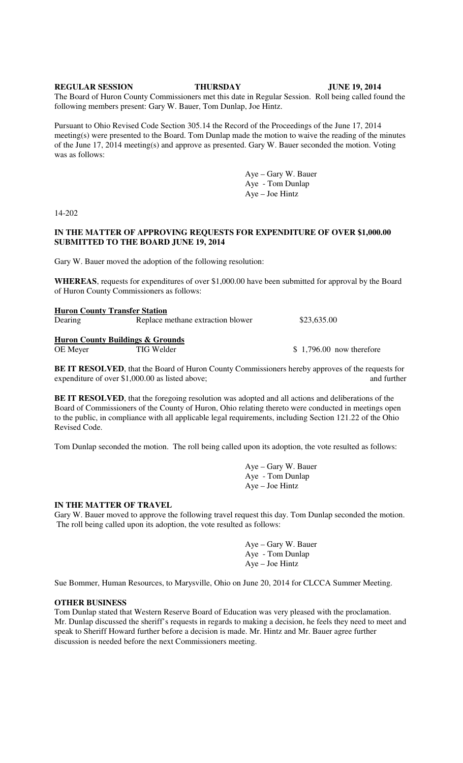**REGULAR SESSION THURSDAY JUNE 19, 2014**

The Board of Huron County Commissioners met this date in Regular Session. Roll being called found the following members present: Gary W. Bauer, Tom Dunlap, Joe Hintz.

Pursuant to Ohio Revised Code Section 305.14 the Record of the Proceedings of the June 17, 2014 meeting(s) were presented to the Board. Tom Dunlap made the motion to waive the reading of the minutes of the June 17, 2014 meeting(s) and approve as presented. Gary W. Bauer seconded the motion. Voting was as follows:

Aye – Gary W. Bauer
Aye - Tom Dunlap
Aye – Joe Hintz

14-202

**IN THE MATTER OF APPROVING REQUESTS FOR EXPENDITURE OF OVER $1,000.00 SUBMITTED TO THE BOARD JUNE 19, 2014**

Gary W. Bauer moved the adoption of the following resolution:

**WHEREAS**, requests for expenditures of over $1,000.00 have been submitted for approval by the Board of Huron County Commissioners as follows:

**Huron County Transfer Station**

| Dearing | Replace methane extraction blower | $23,635.00 |
|---|---|---|

**Huron County Buildings & Grounds**

| OE Meyer | TIG Welder | $ 1,796.00 now therefore |
|---|---|---|

**BE IT RESOLVED**, that the Board of Huron County Commissioners hereby approves of the requests for expenditure of over $1,000.00 as listed above; and further

**BE IT RESOLVED**, that the foregoing resolution was adopted and all actions and deliberations of the Board of Commissioners of the County of Huron, Ohio relating thereto were conducted in meetings open to the public, in compliance with all applicable legal requirements, including Section 121.22 of the Ohio Revised Code.

Tom Dunlap seconded the motion. The roll being called upon its adoption, the vote resulted as follows:

Aye – Gary W. Bauer
Aye - Tom Dunlap
Aye – Joe Hintz

**IN THE MATTER OF TRAVEL**

Gary W. Bauer moved to approve the following travel request this day. Tom Dunlap seconded the motion. The roll being called upon its adoption, the vote resulted as follows:

Aye – Gary W. Bauer
Aye - Tom Dunlap
Aye – Joe Hintz

Sue Bommer, Human Resources, to Marysville, Ohio on June 20, 2014 for CLCCA Summer Meeting.

**OTHER BUSINESS**

Tom Dunlap stated that Western Reserve Board of Education was very pleased with the proclamation. Mr. Dunlap discussed the sheriff's requests in regards to making a decision, he feels they need to meet and speak to Sheriff Howard further before a decision is made. Mr. Hintz and Mr. Bauer agree further discussion is needed before the next Commissioners meeting.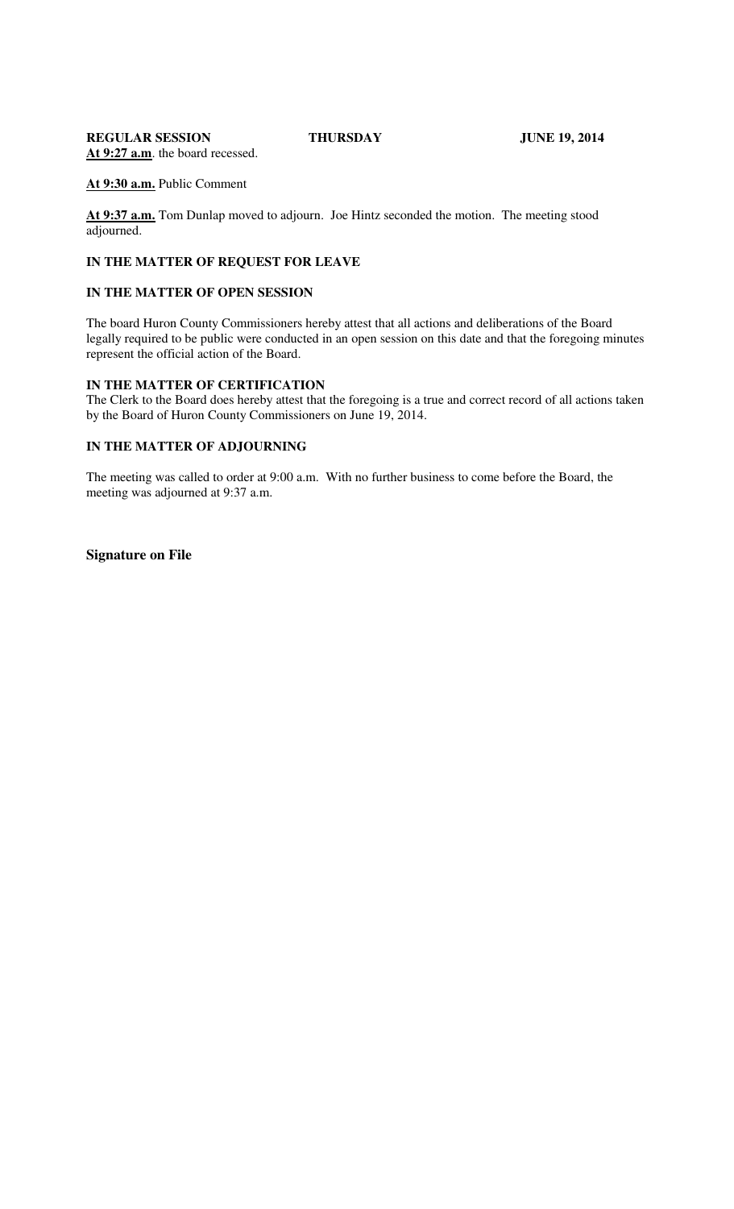**REGULAR SESSION THURSDAY JUNE 19, 2014**

**At 9:27 a.m**. the board recessed.

**At 9:30 a.m.** Public Comment

**At 9:37 a.m.** Tom Dunlap moved to adjourn. Joe Hintz seconded the motion. The meeting stood adjourned.

### IN THE MATTER OF REQUEST FOR LEAVE

### IN THE MATTER OF OPEN SESSION

The board Huron County Commissioners hereby attest that all actions and deliberations of the Board legally required to be public were conducted in an open session on this date and that the foregoing minutes represent the official action of the Board.

### IN THE MATTER OF CERTIFICATION

The Clerk to the Board does hereby attest that the foregoing is a true and correct record of all actions taken by the Board of Huron County Commissioners on June 19, 2014.

### IN THE MATTER OF ADJOURNING

The meeting was called to order at 9:00 a.m. With no further business to come before the Board, the meeting was adjourned at 9:37 a.m.

**Signature on File**